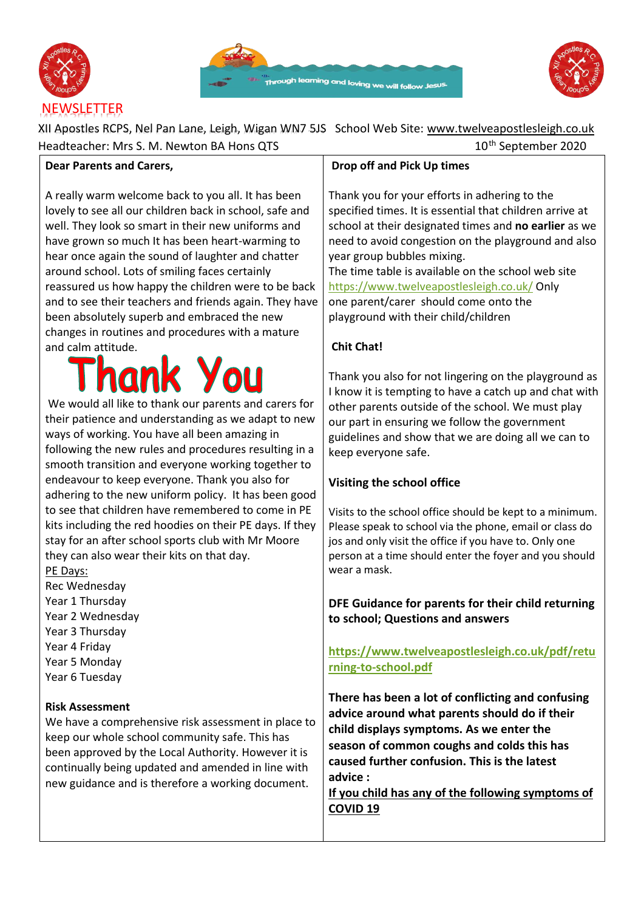# NEWSLETTER

Through learning and loving we will follow Jesus.

XII Apostles RCPS, Nel Pan Lane, Leigh, Wigan WN7 5JS School Web Site: www.twelveapostlesleigh.co.uk

Headteacher: Mrs S. M. Newton BA Hons QTS

10th September 2020

**Dear Parents and Carers,**

A really warm welcome back to you all. It has been lovely to see all our children back in school, safe and well. They look so smart in their new uniforms and have grown so much It has been heart-warming to hear once again the sound of laughter and chatter around school. Lots of smiling faces certainly reassured us how happy the children were to be back and to see their teachers and friends again. They have been absolutely superb and embraced the new changes in routines and procedures with a mature and calm attitude.

## Thank You

We would all like to thank our parents and carers for their patience and understanding as we adapt to new ways of working. You have all been amazing in following the new rules and procedures resulting in a smooth transition and everyone working together to endeavour to keep everyone safe. Thank you also for adhering to the new uniform policy. It has been good to see that children have remembered to come in PE kits including the red hoodies on their PE days. If they stay for an after school sports club with Mr Moore they can also wear their kits on that day.

PE Days:

Rec Wednesday
Year 1 Thursday
Year 2 Wednesday
Year 3 Thursday
Year 4 Friday
Year 5 Monday
Year 6 Tuesday

**Risk Assessment**

We have a comprehensive risk assessment in place to keep our whole school community safe. This has been approved by the Local Authority. However it is continually being updated and amended in line with new guidance and is therefore a working document.

**Drop off and Pick Up times**

Thank you for your efforts in adhering to the specified times. It is essential that children arrive at school at their designated times and **no earlier** as we need to avoid congestion on the playground and also year group bubbles mixing.

The time table is available on the school web site https://www.twelveapostlesleigh.co.uk/ Only one parent/carer should come onto the playground with their child/children

**Chit Chat!**

Thank you also for not lingering on the playground as I know it is tempting to have a catch up and chat with other parents outside of the school. We must play our part in ensuring we follow the government guidelines and show that we are doing all we can to keep everyone safe.

**Visiting the school office**

Visits to the school office should be kept to a minimum. Please speak to school via the phone, email or class do jos and only visit the office if you have to. Only one person at a time should enter the foyer and you should wear a mask.

**DFE Guidance for parents for their child returning to school; Questions and answers**

**https://www.twelveapostlesleigh.co.uk/pdf/returning-to-school.pdf**

**There has been a lot of conflicting and confusing advice around what parents should do if their child displays symptoms. As we enter the season of common coughs and colds this has caused further confusion. This is the latest advice :**

**If you child has any of the following symptoms of COVID 19**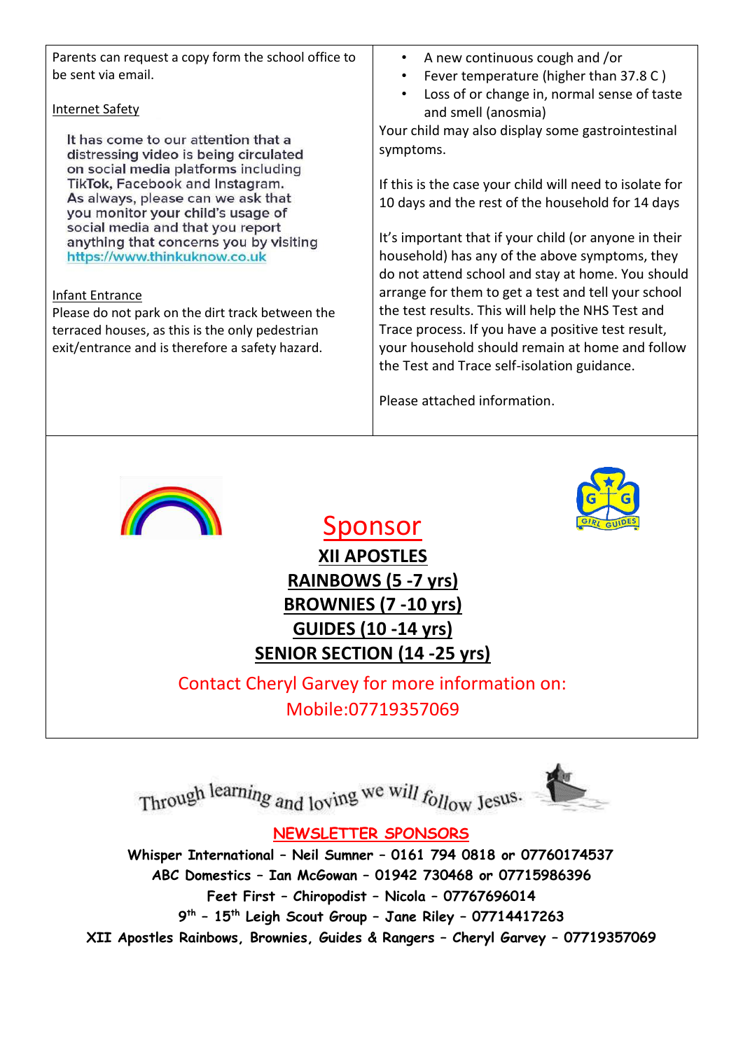Parents can request a copy form the school office to be sent via email.

Internet Safety

It has come to our attention that a distressing video is being circulated on social media platforms including TikTok, Facebook and Instagram. As always, please can we ask that you monitor your child's usage of social media and that you report anything that concerns you by visiting https://www.thinkuknow.co.uk

Infant Entrance

Please do not park on the dirt track between the terraced houses, as this is the only pedestrian exit/entrance and is therefore a safety hazard.

- A new continuous cough and /or
- Fever temperature (higher than 37.8 C )
- Loss of or change in, normal sense of taste and smell (anosmia)

Your child may also display some gastrointestinal symptoms.

If this is the case your child will need to isolate for 10 days and the rest of the household for 14 days

It's important that if your child (or anyone in their household) has any of the above symptoms, they do not attend school and stay at home. You should arrange for them to get a test and tell your school the test results. This will help the NHS Test and Trace process. If you have a positive test result, your household should remain at home and follow the Test and Trace self-isolation guidance.

Please attached information.

## Sponsor

**XII APOSTLES**

**RAINBOWS (5 -7 yrs)**

**BROWNIES (7 -10 yrs)**

**GUIDES (10 -14 yrs)**

**SENIOR SECTION (14 -25 yrs)**

Contact Cheryl Garvey for more information on:
Mobile:07719357069

Through learning and loving we will follow Jesus.

**NEWSLETTER SPONSORS**

**Whisper International – Neil Sumner – 0161 794 0818 or 07760174537**

**ABC Domestics – Ian McGowan – 01942 730468 or 07715986396**

**Feet First – Chiropodist – Nicola – 07767696014**

**9th – 15th Leigh Scout Group – Jane Riley – 07714417263**

**XII Apostles Rainbows, Brownies, Guides & Rangers – Cheryl Garvey – 07719357069**